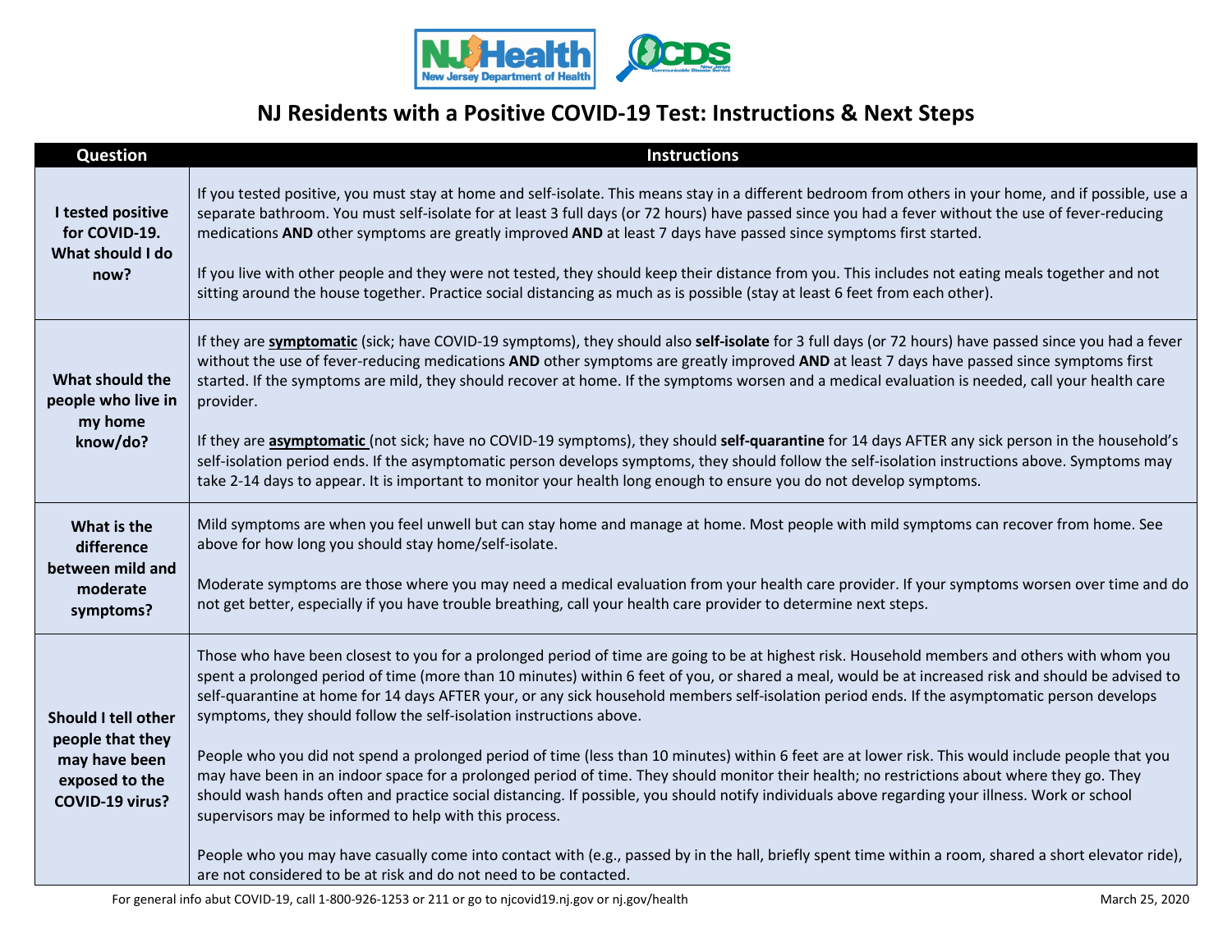# NJ Residents with a Positive COVID-19 Test: Instructions & Next Steps

| Question | Instructions |
|---|---|
| **I tested positive for COVID-19. What should I do now?** | If you tested positive, you must stay at home and self-isolate. This means stay in a different bedroom from others in your home, and if possible, use a separate bathroom. You must self-isolate for at least 3 full days (or 72 hours) have passed since you had a fever without the use of fever-reducing medications **AND** other symptoms are greatly improved **AND** at least 7 days have passed since symptoms first started.<br><br>If you live with other people and they were not tested, they should keep their distance from you. This includes not eating meals together and not sitting around the house together. Practice social distancing as much as is possible (stay at least 6 feet from each other). |
| **What should the people who live in my home know/do?** | If they are **symptomatic** (sick; have COVID-19 symptoms), they should also **self-isolate** for 3 full days (or 72 hours) have passed since you had a fever without the use of fever-reducing medications **AND** other symptoms are greatly improved **AND** at least 7 days have passed since symptoms first started. If the symptoms are mild, they should recover at home. If the symptoms worsen and a medical evaluation is needed, call your health care provider.<br><br>If they are **asymptomatic** (not sick; have no COVID-19 symptoms), they should **self-quarantine** for 14 days AFTER any sick person in the household's self-isolation period ends. If the asymptomatic person develops symptoms, they should follow the self-isolation instructions above. Symptoms may take 2-14 days to appear. It is important to monitor your health long enough to ensure you do not develop symptoms. |
| **What is the difference between mild and moderate symptoms?** | Mild symptoms are when you feel unwell but can stay home and manage at home. Most people with mild symptoms can recover from home. See above for how long you should stay home/self-isolate.<br><br>Moderate symptoms are those where you may need a medical evaluation from your health care provider. If your symptoms worsen over time and do not get better, especially if you have trouble breathing, call your health care provider to determine next steps. |
| **Should I tell other people that they may have been exposed to the COVID-19 virus?** | Those who have been closest to you for a prolonged period of time are going to be at highest risk. Household members and others with whom you spent a prolonged period of time (more than 10 minutes) within 6 feet of you, or shared a meal, would be at increased risk and should be advised to self-quarantine at home for 14 days AFTER your, or any sick household members self-isolation period ends. If the asymptomatic person develops symptoms, they should follow the self-isolation instructions above.<br><br>People who you did not spend a prolonged period of time (less than 10 minutes) within 6 feet are at lower risk. This would include people that you may have been in an indoor space for a prolonged period of time. They should monitor their health; no restrictions about where they go. They should wash hands often and practice social distancing. If possible, you should notify individuals above regarding your illness. Work or school supervisors may be informed to help with this process.<br><br>People who you may have casually come into contact with (e.g., passed by in the hall, briefly spent time within a room, shared a short elevator ride), are not considered to be at risk and do not need to be contacted. |

For general info abut COVID-19, call 1-800-926-1253 or 211 or go to njcovid19.nj.gov or nj.gov/health

March 25, 2020